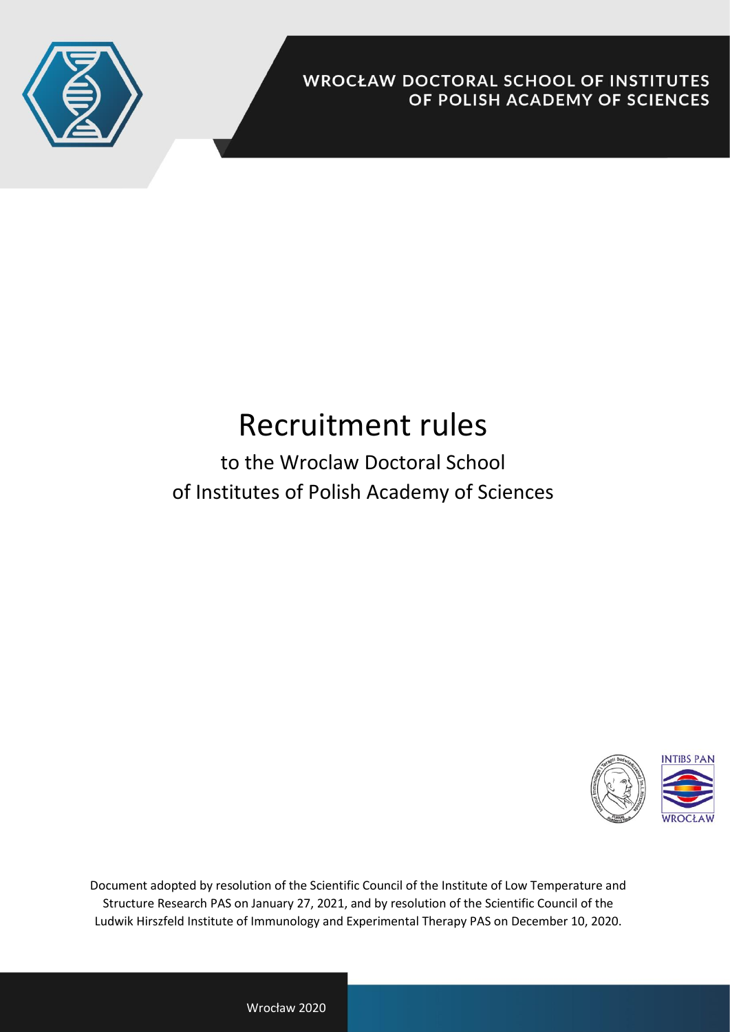WROCŁAW DOCTORAL SCHOOL OF INSTITUTES OF POLISH ACADEMY OF SCIENCES

# Recruitment rules

## to the Wroclaw Doctoral School of Institutes of Polish Academy of Sciences

Document adopted by resolution of the Scientific Council of the Institute of Low Temperature and Structure Research PAS on January 27, 2021, and by resolution of the Scientific Council of the Ludwik Hirszfeld Institute of Immunology and Experimental Therapy PAS on December 10, 2020.

Wrocław 2020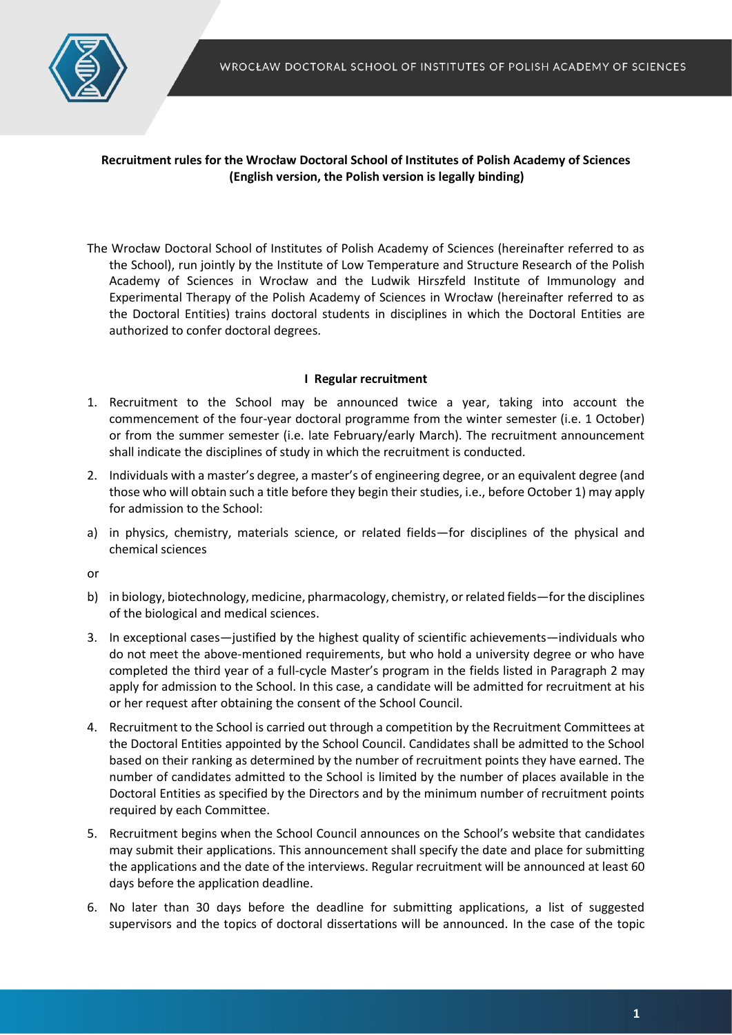**Recruitment rules for the Wrocław Doctoral School of Institutes of Polish Academy of Sciences (English version, the Polish version is legally binding)**

The Wrocław Doctoral School of Institutes of Polish Academy of Sciences (hereinafter referred to as the School), run jointly by the Institute of Low Temperature and Structure Research of the Polish Academy of Sciences in Wrocław and the Ludwik Hirszfeld Institute of Immunology and Experimental Therapy of the Polish Academy of Sciences in Wrocław (hereinafter referred to as the Doctoral Entities) trains doctoral students in disciplines in which the Doctoral Entities are authorized to confer doctoral degrees.

## I Regular recruitment

1. Recruitment to the School may be announced twice a year, taking into account the commencement of the four-year doctoral programme from the winter semester (i.e. 1 October) or from the summer semester (i.e. late February/early March). The recruitment announcement shall indicate the disciplines of study in which the recruitment is conducted.
2. Individuals with a master's degree, a master's of engineering degree, or an equivalent degree (and those who will obtain such a title before they begin their studies, i.e., before October 1) may apply for admission to the School:

a) in physics, chemistry, materials science, or related fields—for disciplines of the physical and chemical sciences

or

b) in biology, biotechnology, medicine, pharmacology, chemistry, or related fields—for the disciplines of the biological and medical sciences.

3. In exceptional cases—justified by the highest quality of scientific achievements—individuals who do not meet the above-mentioned requirements, but who hold a university degree or who have completed the third year of a full-cycle Master's program in the fields listed in Paragraph 2 may apply for admission to the School. In this case, a candidate will be admitted for recruitment at his or her request after obtaining the consent of the School Council.
4. Recruitment to the School is carried out through a competition by the Recruitment Committees at the Doctoral Entities appointed by the School Council. Candidates shall be admitted to the School based on their ranking as determined by the number of recruitment points they have earned. The number of candidates admitted to the School is limited by the number of places available in the Doctoral Entities as specified by the Directors and by the minimum number of recruitment points required by each Committee.
5. Recruitment begins when the School Council announces on the School's website that candidates may submit their applications. This announcement shall specify the date and place for submitting the applications and the date of the interviews. Regular recruitment will be announced at least 60 days before the application deadline.
6. No later than 30 days before the deadline for submitting applications, a list of suggested supervisors and the topics of doctoral dissertations will be announced. In the case of the topic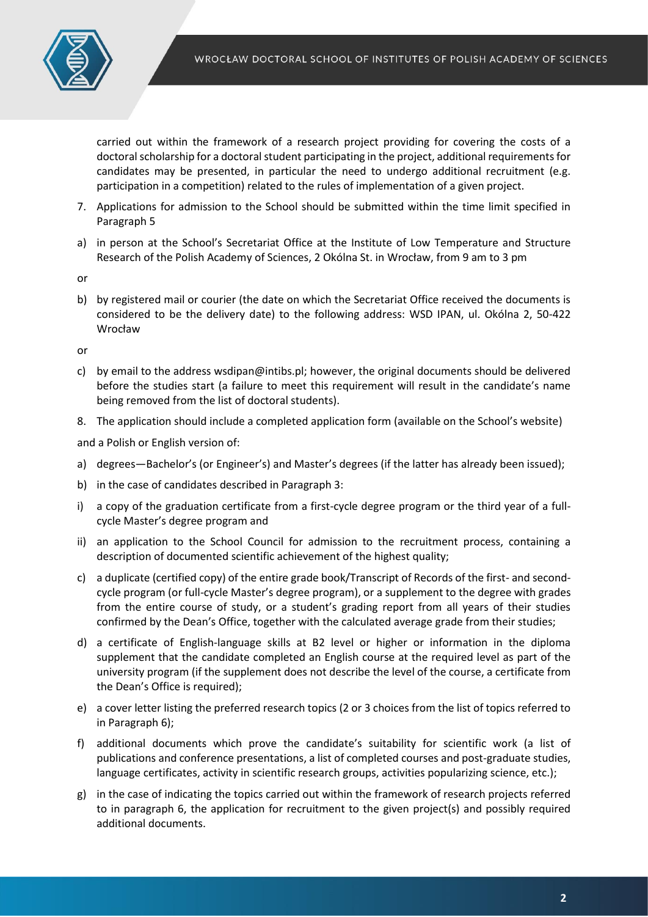carried out within the framework of a research project providing for covering the costs of a doctoral scholarship for a doctoral student participating in the project, additional requirements for candidates may be presented, in particular the need to undergo additional recruitment (e.g. participation in a competition) related to the rules of implementation of a given project.

7. Applications for admission to the School should be submitted within the time limit specified in Paragraph 5

a) in person at the School's Secretariat Office at the Institute of Low Temperature and Structure Research of the Polish Academy of Sciences, 2 Okólna St. in Wrocław, from 9 am to 3 pm

or

b) by registered mail or courier (the date on which the Secretariat Office received the documents is considered to be the delivery date) to the following address: WSD IPAN, ul. Okólna 2, 50-422 Wrocław

or

c) by email to the address wsdipan@intibs.pl; however, the original documents should be delivered before the studies start (a failure to meet this requirement will result in the candidate's name being removed from the list of doctoral students).

8. The application should include a completed application form (available on the School's website)

and a Polish or English version of:

a) degrees—Bachelor's (or Engineer's) and Master's degrees (if the latter has already been issued);

b) in the case of candidates described in Paragraph 3:

i) a copy of the graduation certificate from a first-cycle degree program or the third year of a full-cycle Master's degree program and

ii) an application to the School Council for admission to the recruitment process, containing a description of documented scientific achievement of the highest quality;

c) a duplicate (certified copy) of the entire grade book/Transcript of Records of the first- and second-cycle program (or full-cycle Master's degree program), or a supplement to the degree with grades from the entire course of study, or a student's grading report from all years of their studies confirmed by the Dean's Office, together with the calculated average grade from their studies;

d) a certificate of English-language skills at B2 level or higher or information in the diploma supplement that the candidate completed an English course at the required level as part of the university program (if the supplement does not describe the level of the course, a certificate from the Dean's Office is required);

e) a cover letter listing the preferred research topics (2 or 3 choices from the list of topics referred to in Paragraph 6);

f) additional documents which prove the candidate's suitability for scientific work (a list of publications and conference presentations, a list of completed courses and post-graduate studies, language certificates, activity in scientific research groups, activities popularizing science, etc.);

g) in the case of indicating the topics carried out within the framework of research projects referred to in paragraph 6, the application for recruitment to the given project(s) and possibly required additional documents.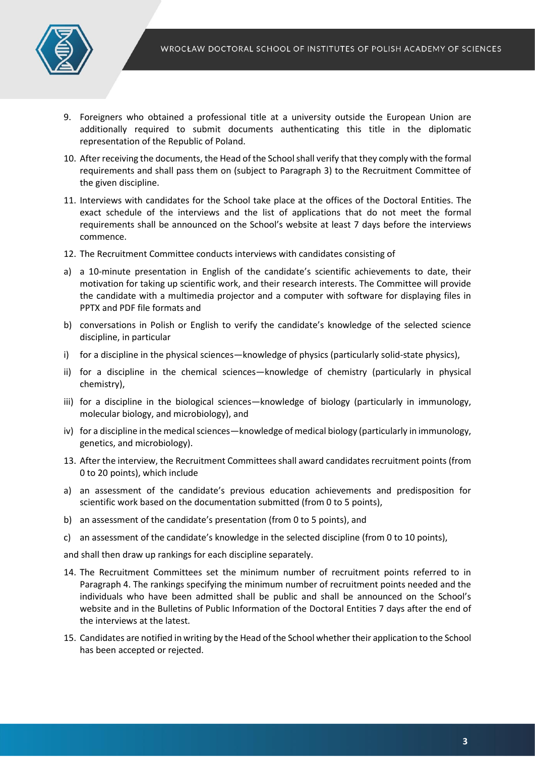9. Foreigners who obtained a professional title at a university outside the European Union are additionally required to submit documents authenticating this title in the diplomatic representation of the Republic of Poland.
10. After receiving the documents, the Head of the School shall verify that they comply with the formal requirements and shall pass them on (subject to Paragraph 3) to the Recruitment Committee of the given discipline.
11. Interviews with candidates for the School take place at the offices of the Doctoral Entities. The exact schedule of the interviews and the list of applications that do not meet the formal requirements shall be announced on the School's website at least 7 days before the interviews commence.
12. The Recruitment Committee conducts interviews with candidates consisting of

a) a 10-minute presentation in English of the candidate's scientific achievements to date, their motivation for taking up scientific work, and their research interests. The Committee will provide the candidate with a multimedia projector and a computer with software for displaying files in PPTX and PDF file formats and

b) conversations in Polish or English to verify the candidate's knowledge of the selected science discipline, in particular

i) for a discipline in the physical sciences—knowledge of physics (particularly solid-state physics),

ii) for a discipline in the chemical sciences—knowledge of chemistry (particularly in physical chemistry),

iii) for a discipline in the biological sciences—knowledge of biology (particularly in immunology, molecular biology, and microbiology), and

iv) for a discipline in the medical sciences—knowledge of medical biology (particularly in immunology, genetics, and microbiology).

13. After the interview, the Recruitment Committees shall award candidates recruitment points (from 0 to 20 points), which include

a) an assessment of the candidate's previous education achievements and predisposition for scientific work based on the documentation submitted (from 0 to 5 points),

b) an assessment of the candidate's presentation (from 0 to 5 points), and

c) an assessment of the candidate's knowledge in the selected discipline (from 0 to 10 points),

and shall then draw up rankings for each discipline separately.

14. The Recruitment Committees set the minimum number of recruitment points referred to in Paragraph 4. The rankings specifying the minimum number of recruitment points needed and the individuals who have been admitted shall be public and shall be announced on the School's website and in the Bulletins of Public Information of the Doctoral Entities 7 days after the end of the interviews at the latest.
15. Candidates are notified in writing by the Head of the School whether their application to the School has been accepted or rejected.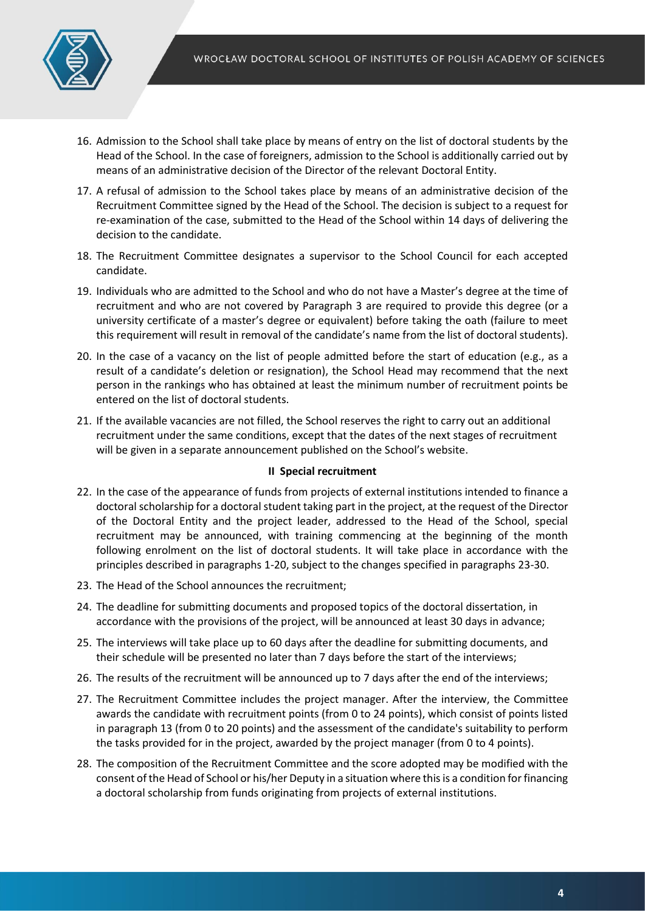16. Admission to the School shall take place by means of entry on the list of doctoral students by the Head of the School. In the case of foreigners, admission to the School is additionally carried out by means of an administrative decision of the Director of the relevant Doctoral Entity.
17. A refusal of admission to the School takes place by means of an administrative decision of the Recruitment Committee signed by the Head of the School. The decision is subject to a request for re-examination of the case, submitted to the Head of the School within 14 days of delivering the decision to the candidate.
18. The Recruitment Committee designates a supervisor to the School Council for each accepted candidate.
19. Individuals who are admitted to the School and who do not have a Master's degree at the time of recruitment and who are not covered by Paragraph 3 are required to provide this degree (or a university certificate of a master's degree or equivalent) before taking the oath (failure to meet this requirement will result in removal of the candidate's name from the list of doctoral students).
20. In the case of a vacancy on the list of people admitted before the start of education (e.g., as a result of a candidate's deletion or resignation), the School Head may recommend that the next person in the rankings who has obtained at least the minimum number of recruitment points be entered on the list of doctoral students.
21. If the available vacancies are not filled, the School reserves the right to carry out an additional recruitment under the same conditions, except that the dates of the next stages of recruitment will be given in a separate announcement published on the School's website.

**II Special recruitment**

22. In the case of the appearance of funds from projects of external institutions intended to finance a doctoral scholarship for a doctoral student taking part in the project, at the request of the Director of the Doctoral Entity and the project leader, addressed to the Head of the School, special recruitment may be announced, with training commencing at the beginning of the month following enrolment on the list of doctoral students. It will take place in accordance with the principles described in paragraphs 1-20, subject to the changes specified in paragraphs 23-30.
23. The Head of the School announces the recruitment;
24. The deadline for submitting documents and proposed topics of the doctoral dissertation, in accordance with the provisions of the project, will be announced at least 30 days in advance;
25. The interviews will take place up to 60 days after the deadline for submitting documents, and their schedule will be presented no later than 7 days before the start of the interviews;
26. The results of the recruitment will be announced up to 7 days after the end of the interviews;
27. The Recruitment Committee includes the project manager. After the interview, the Committee awards the candidate with recruitment points (from 0 to 24 points), which consist of points listed in paragraph 13 (from 0 to 20 points) and the assessment of the candidate's suitability to perform the tasks provided for in the project, awarded by the project manager (from 0 to 4 points).
28. The composition of the Recruitment Committee and the score adopted may be modified with the consent of the Head of School or his/her Deputy in a situation where this is a condition for financing a doctoral scholarship from funds originating from projects of external institutions.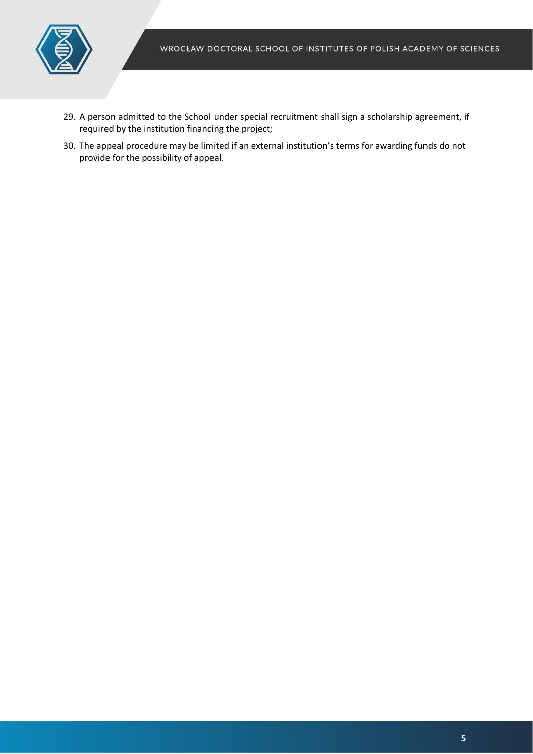29. A person admitted to the School under special recruitment shall sign a scholarship agreement, if required by the institution financing the project;
30. The appeal procedure may be limited if an external institution's terms for awarding funds do not provide for the possibility of appeal.